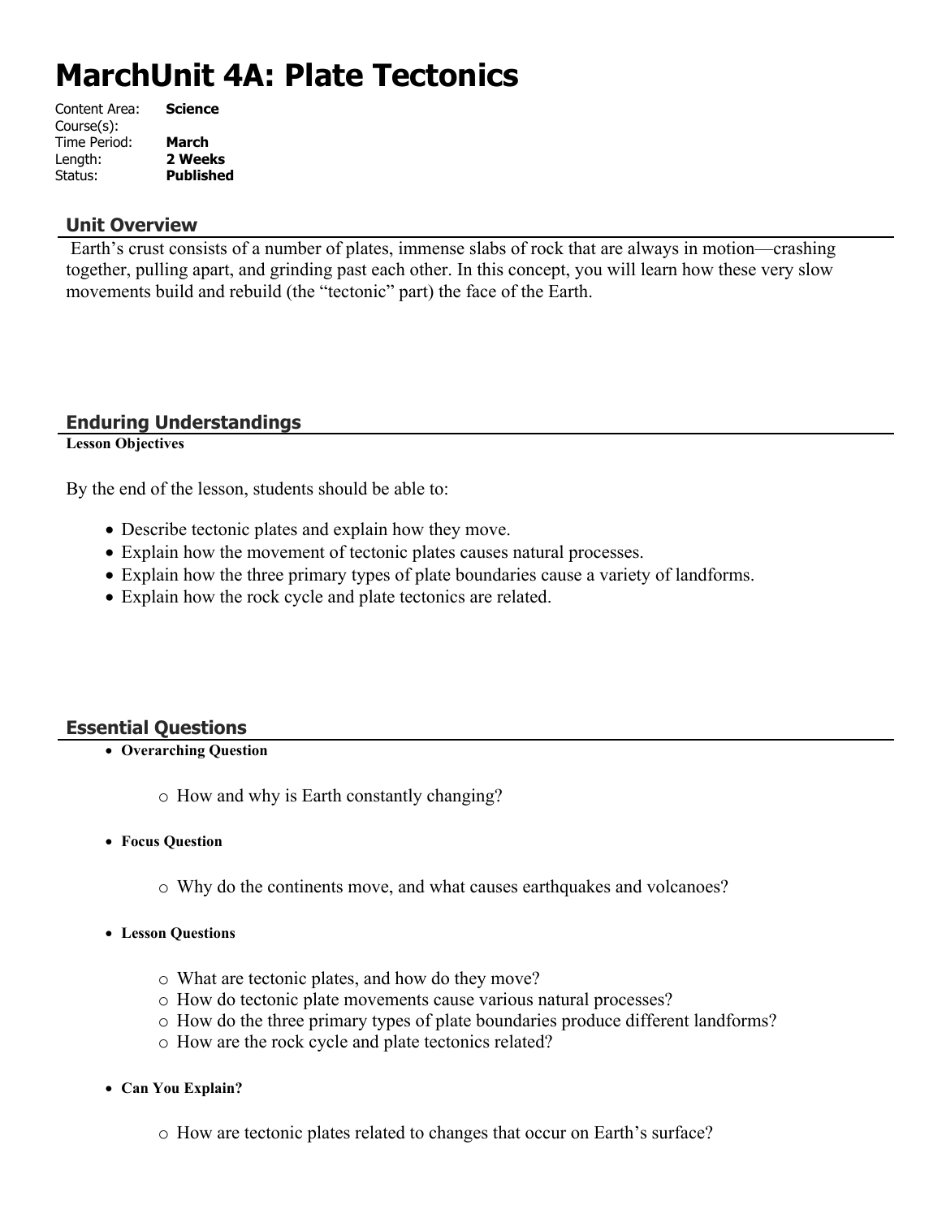# MarchUnit 4A: Plate Tectonics

Content Area: **Science**
Course(s):
Time Period: **March**
Length: **2 Weeks**
Status: **Published**

## Unit Overview

Earth's crust consists of a number of plates, immense slabs of rock that are always in motion—crashing together, pulling apart, and grinding past each other. In this concept, you will learn how these very slow movements build and rebuild (the "tectonic" part) the face of the Earth.

## Enduring Understandings

**Lesson Objectives**

By the end of the lesson, students should be able to:

- Describe tectonic plates and explain how they move.
- Explain how the movement of tectonic plates causes natural processes.
- Explain how the three primary types of plate boundaries cause a variety of landforms.
- Explain how the rock cycle and plate tectonics are related.

## Essential Questions

- **Overarching Question**
    - How and why is Earth constantly changing?
- **Focus Question**
    - Why do the continents move, and what causes earthquakes and volcanoes?
- **Lesson Questions**
    - What are tectonic plates, and how do they move?
    - How do tectonic plate movements cause various natural processes?
    - How do the three primary types of plate boundaries produce different landforms?
    - How are the rock cycle and plate tectonics related?
- **Can You Explain?**
    - How are tectonic plates related to changes that occur on Earth's surface?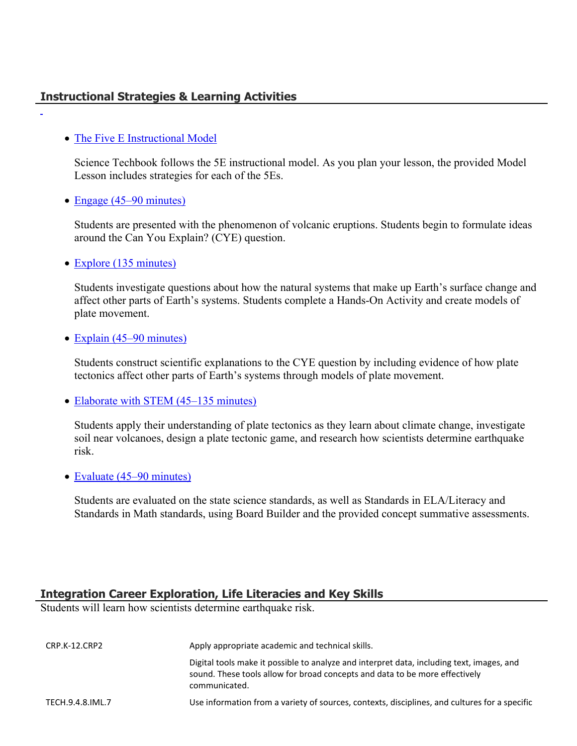## Instructional Strategies & Learning Activities

- [The Five E Instructional Model]

  Science Techbook follows the 5E instructional model. As you plan your lesson, the provided Model Lesson includes strategies for each of the 5Es.

- [Engage (45–90 minutes)]

  Students are presented with the phenomenon of volcanic eruptions. Students begin to formulate ideas around the Can You Explain? (CYE) question.

- [Explore (135 minutes)]

  Students investigate questions about how the natural systems that make up Earth's surface change and affect other parts of Earth's systems. Students complete a Hands-On Activity and create models of plate movement.

- [Explain (45–90 minutes)]

  Students construct scientific explanations to the CYE question by including evidence of how plate tectonics affect other parts of Earth's systems through models of plate movement.

- [Elaborate with STEM (45–135 minutes)]

  Students apply their understanding of plate tectonics as they learn about climate change, investigate soil near volcanoes, design a plate tectonic game, and research how scientists determine earthquake risk.

- [Evaluate (45–90 minutes)]

  Students are evaluated on the state science standards, as well as Standards in ELA/Literacy and Standards in Math standards, using Board Builder and the provided concept summative assessments.

## Integration Career Exploration, Life Literacies and Key Skills

Students will learn how scientists determine earthquake risk.

| | |
|---|---|
| CRP.K-12.CRP2 | Apply appropriate academic and technical skills. |
| | Digital tools make it possible to analyze and interpret data, including text, images, and sound. These tools allow for broad concepts and data to be more effectively communicated. |
| TECH.9.4.8.IML.7 | Use information from a variety of sources, contexts, disciplines, and cultures for a specific |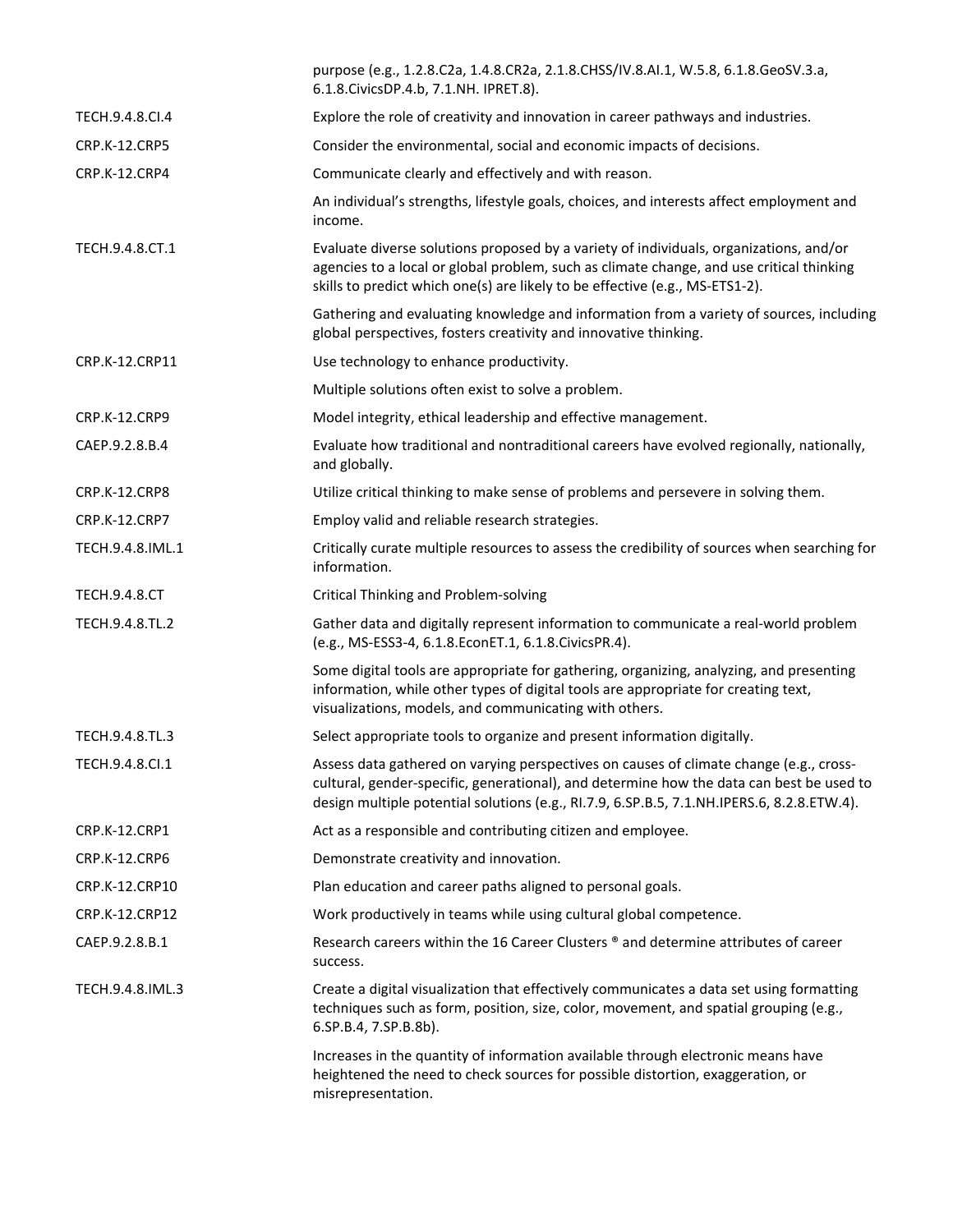| | |
|---|---|
| | purpose (e.g., 1.2.8.C2a, 1.4.8.CR2a, 2.1.8.CHSS/IV.8.AI.1, W.5.8, 6.1.8.GeoSV.3.a, 6.1.8.CivicsDP.4.b, 7.1.NH. IPRET.8). |
| TECH.9.4.8.CI.4 | Explore the role of creativity and innovation in career pathways and industries. |
| CRP.K-12.CRP5 | Consider the environmental, social and economic impacts of decisions. |
| CRP.K-12.CRP4 | Communicate clearly and effectively and with reason. |
| | An individual's strengths, lifestyle goals, choices, and interests affect employment and income. |
| TECH.9.4.8.CT.1 | Evaluate diverse solutions proposed by a variety of individuals, organizations, and/or agencies to a local or global problem, such as climate change, and use critical thinking skills to predict which one(s) are likely to be effective (e.g., MS-ETS1-2). |
| | Gathering and evaluating knowledge and information from a variety of sources, including global perspectives, fosters creativity and innovative thinking. |
| CRP.K-12.CRP11 | Use technology to enhance productivity. |
| | Multiple solutions often exist to solve a problem. |
| CRP.K-12.CRP9 | Model integrity, ethical leadership and effective management. |
| CAEP.9.2.8.B.4 | Evaluate how traditional and nontraditional careers have evolved regionally, nationally, and globally. |
| CRP.K-12.CRP8 | Utilize critical thinking to make sense of problems and persevere in solving them. |
| CRP.K-12.CRP7 | Employ valid and reliable research strategies. |
| TECH.9.4.8.IML.1 | Critically curate multiple resources to assess the credibility of sources when searching for information. |
| TECH.9.4.8.CT | Critical Thinking and Problem-solving |
| TECH.9.4.8.TL.2 | Gather data and digitally represent information to communicate a real-world problem (e.g., MS-ESS3-4, 6.1.8.EconET.1, 6.1.8.CivicsPR.4). |
| | Some digital tools are appropriate for gathering, organizing, analyzing, and presenting information, while other types of digital tools are appropriate for creating text, visualizations, models, and communicating with others. |
| TECH.9.4.8.TL.3 | Select appropriate tools to organize and present information digitally. |
| TECH.9.4.8.CI.1 | Assess data gathered on varying perspectives on causes of climate change (e.g., cross-cultural, gender-specific, generational), and determine how the data can best be used to design multiple potential solutions (e.g., RI.7.9, 6.SP.B.5, 7.1.NH.IPERS.6, 8.2.8.ETW.4). |
| CRP.K-12.CRP1 | Act as a responsible and contributing citizen and employee. |
| CRP.K-12.CRP6 | Demonstrate creativity and innovation. |
| CRP.K-12.CRP10 | Plan education and career paths aligned to personal goals. |
| CRP.K-12.CRP12 | Work productively in teams while using cultural global competence. |
| CAEP.9.2.8.B.1 | Research careers within the 16 Career Clusters ® and determine attributes of career success. |
| TECH.9.4.8.IML.3 | Create a digital visualization that effectively communicates a data set using formatting techniques such as form, position, size, color, movement, and spatial grouping (e.g., 6.SP.B.4, 7.SP.B.8b). |
| | Increases in the quantity of information available through electronic means have heightened the need to check sources for possible distortion, exaggeration, or misrepresentation. |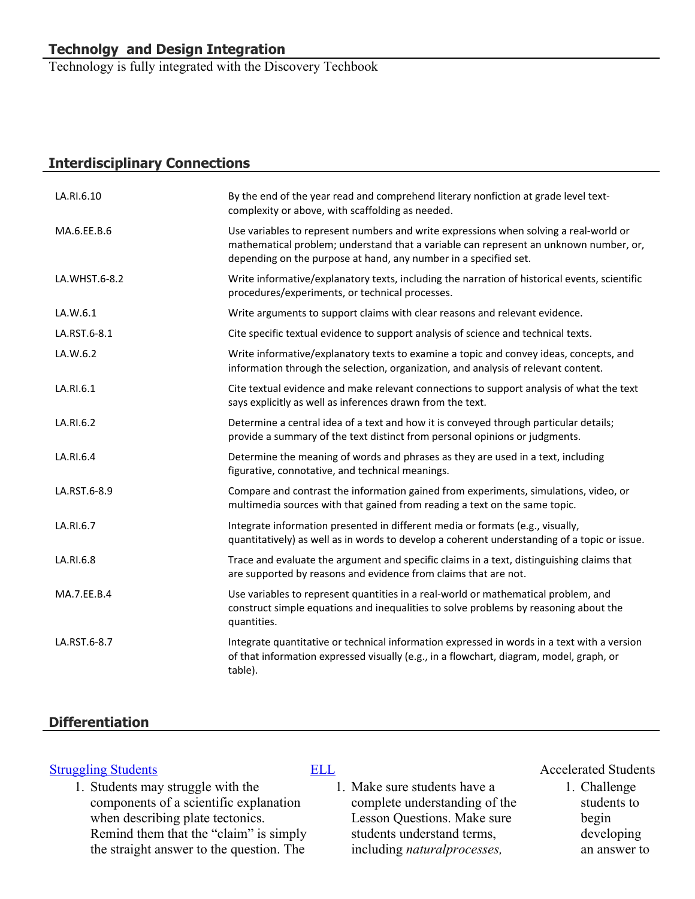## Technolgy and Design Integration

Technology is fully integrated with the Discovery Techbook

## Interdisciplinary Connections

| | |
|---|---|
| LA.RI.6.10 | By the end of the year read and comprehend literary nonfiction at grade level text-complexity or above, with scaffolding as needed. |
| MA.6.EE.B.6 | Use variables to represent numbers and write expressions when solving a real-world or mathematical problem; understand that a variable can represent an unknown number, or, depending on the purpose at hand, any number in a specified set. |
| LA.WHST.6-8.2 | Write informative/explanatory texts, including the narration of historical events, scientific procedures/experiments, or technical processes. |
| LA.W.6.1 | Write arguments to support claims with clear reasons and relevant evidence. |
| LA.RST.6-8.1 | Cite specific textual evidence to support analysis of science and technical texts. |
| LA.W.6.2 | Write informative/explanatory texts to examine a topic and convey ideas, concepts, and information through the selection, organization, and analysis of relevant content. |
| LA.RI.6.1 | Cite textual evidence and make relevant connections to support analysis of what the text says explicitly as well as inferences drawn from the text. |
| LA.RI.6.2 | Determine a central idea of a text and how it is conveyed through particular details; provide a summary of the text distinct from personal opinions or judgments. |
| LA.RI.6.4 | Determine the meaning of words and phrases as they are used in a text, including figurative, connotative, and technical meanings. |
| LA.RST.6-8.9 | Compare and contrast the information gained from experiments, simulations, video, or multimedia sources with that gained from reading a text on the same topic. |
| LA.RI.6.7 | Integrate information presented in different media or formats (e.g., visually, quantitatively) as well as in words to develop a coherent understanding of a topic or issue. |
| LA.RI.6.8 | Trace and evaluate the argument and specific claims in a text, distinguishing claims that are supported by reasons and evidence from claims that are not. |
| MA.7.EE.B.4 | Use variables to represent quantities in a real-world or mathematical problem, and construct simple equations and inequalities to solve problems by reasoning about the quantities. |
| LA.RST.6-8.7 | Integrate quantitative or technical information expressed in words in a text with a version of that information expressed visually (e.g., in a flowchart, diagram, model, graph, or table). |

## Differentiation

Struggling Students

1. Students may struggle with the components of a scientific explanation when describing plate tectonics. Remind them that the "claim" is simply the straight answer to the question. The

ELL

1. Make sure students have a complete understanding of the Lesson Questions. Make sure students understand terms, including *naturalprocesses,*

Accelerated Students

1. Challenge students to begin developing an answer to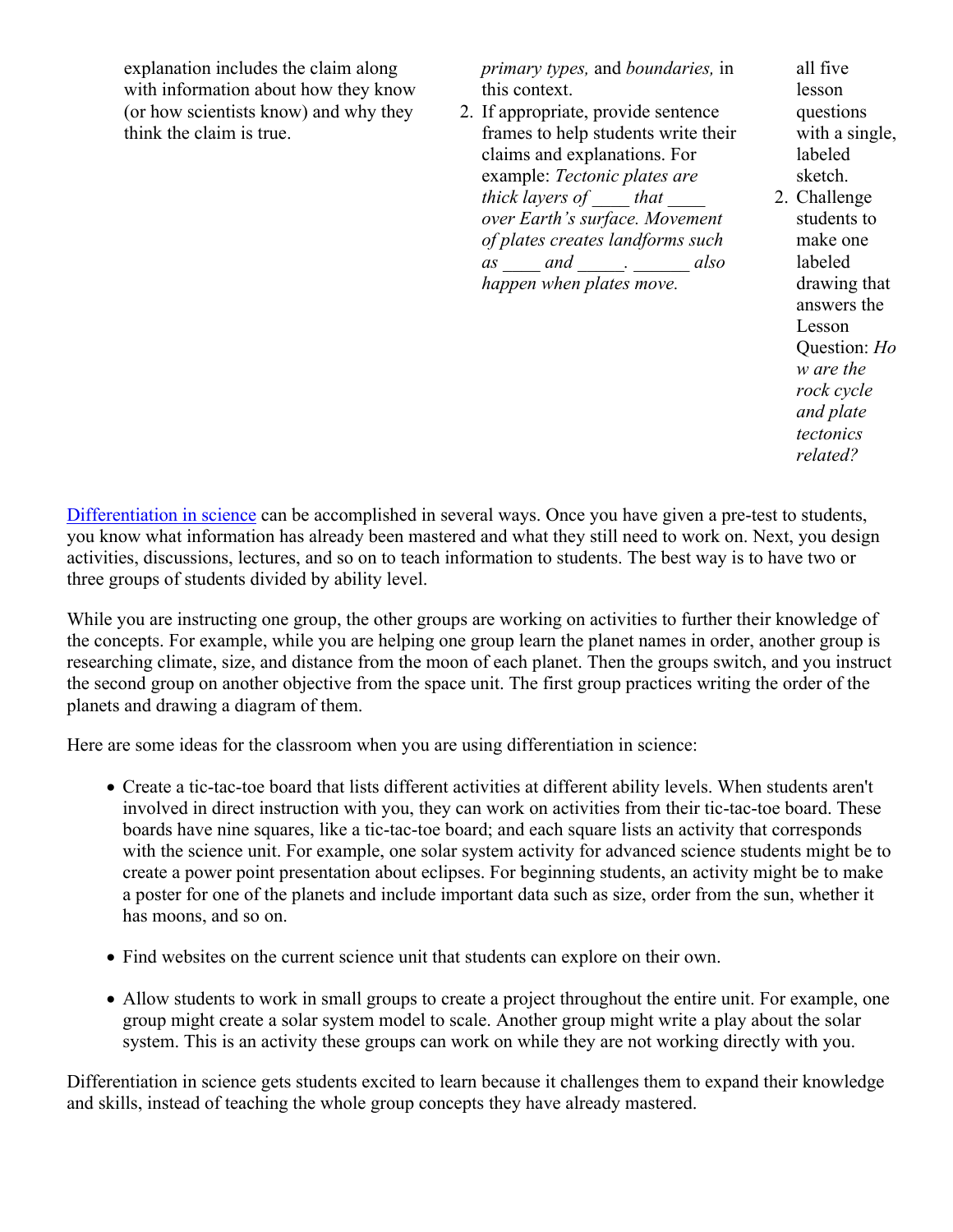| | | |
|---|---|---|
| explanation includes the claim along with information about how they know (or how scientists know) and why they think the claim is true. | *primary types,* and *boundaries,* in this context.<br>2. If appropriate, provide sentence frames to help students write their claims and explanations. For example: *Tectonic plates are thick layers of ____ that ____ over Earth's surface. Movement of plates creates landforms such as ____ and _____. ______ also happen when plates move.* | all five lesson questions with a single, labeled sketch.<br>2. Challenge students to make one labeled drawing that answers the Lesson Question: *How are the rock cycle and plate tectonics related?* |

Differentiation in science can be accomplished in several ways. Once you have given a pre-test to students, you know what information has already been mastered and what they still need to work on. Next, you design activities, discussions, lectures, and so on to teach information to students. The best way is to have two or three groups of students divided by ability level.

While you are instructing one group, the other groups are working on activities to further their knowledge of the concepts. For example, while you are helping one group learn the planet names in order, another group is researching climate, size, and distance from the moon of each planet. Then the groups switch, and you instruct the second group on another objective from the space unit. The first group practices writing the order of the planets and drawing a diagram of them.

Here are some ideas for the classroom when you are using differentiation in science:

- Create a tic-tac-toe board that lists different activities at different ability levels. When students aren't involved in direct instruction with you, they can work on activities from their tic-tac-toe board. These boards have nine squares, like a tic-tac-toe board; and each square lists an activity that corresponds with the science unit. For example, one solar system activity for advanced science students might be to create a power point presentation about eclipses. For beginning students, an activity might be to make a poster for one of the planets and include important data such as size, order from the sun, whether it has moons, and so on.

- Find websites on the current science unit that students can explore on their own.

- Allow students to work in small groups to create a project throughout the entire unit. For example, one group might create a solar system model to scale. Another group might write a play about the solar system. This is an activity these groups can work on while they are not working directly with you.

Differentiation in science gets students excited to learn because it challenges them to expand their knowledge and skills, instead of teaching the whole group concepts they have already mastered.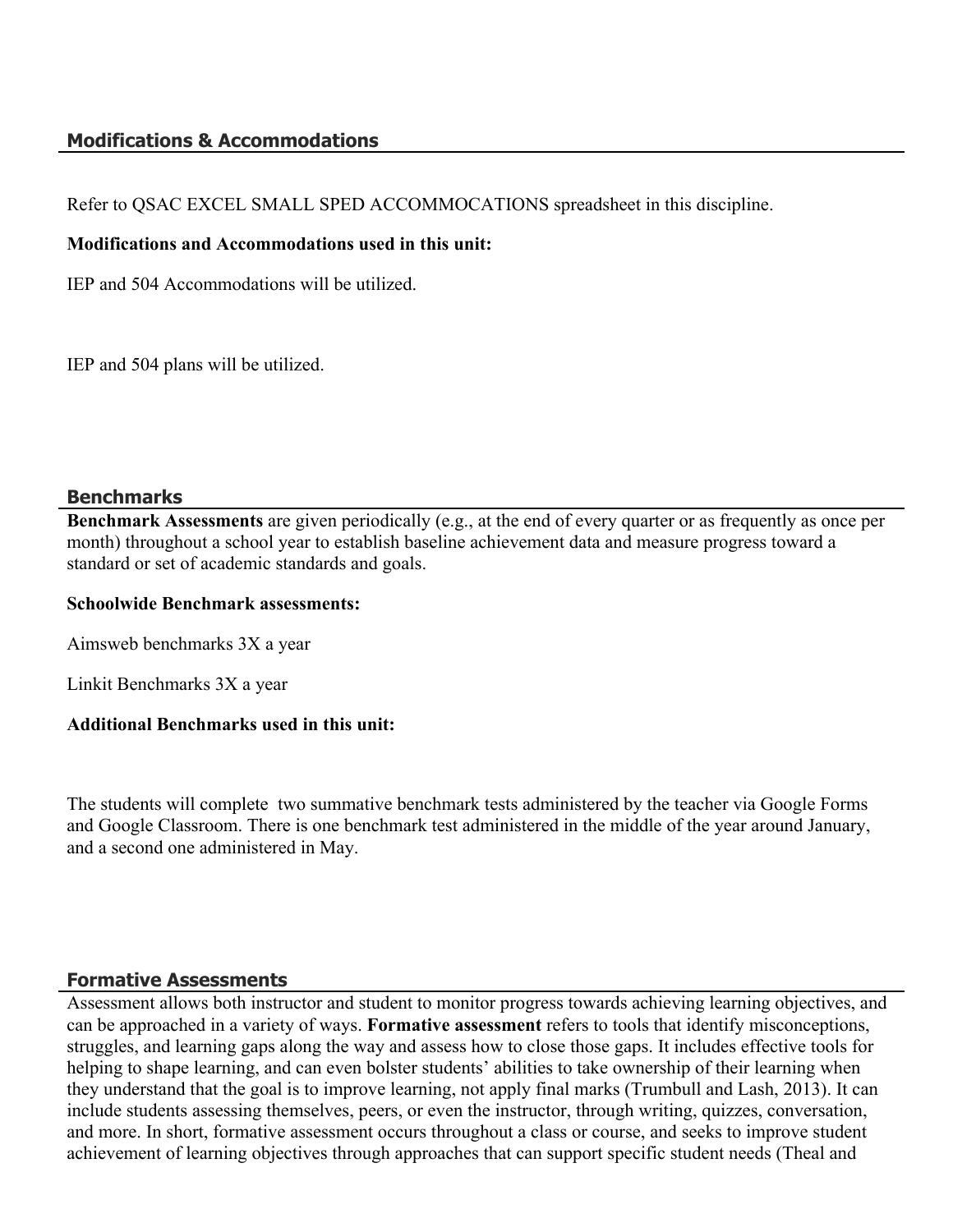## Modifications & Accommodations

Refer to QSAC EXCEL SMALL SPED ACCOMMOCATIONS spreadsheet in this discipline.

**Modifications and Accommodations used in this unit:**

IEP and 504 Accommodations will be utilized.

IEP and 504 plans will be utilized.

## Benchmarks

**Benchmark Assessments** are given periodically (e.g., at the end of every quarter or as frequently as once per month) throughout a school year to establish baseline achievement data and measure progress toward a standard or set of academic standards and goals.

**Schoolwide Benchmark assessments:**

Aimsweb benchmarks 3X a year

Linkit Benchmarks 3X a year

**Additional Benchmarks used in this unit:**

The students will complete two summative benchmark tests administered by the teacher via Google Forms and Google Classroom. There is one benchmark test administered in the middle of the year around January, and a second one administered in May.

## Formative Assessments

Assessment allows both instructor and student to monitor progress towards achieving learning objectives, and can be approached in a variety of ways. **Formative assessment** refers to tools that identify misconceptions, struggles, and learning gaps along the way and assess how to close those gaps. It includes effective tools for helping to shape learning, and can even bolster students' abilities to take ownership of their learning when they understand that the goal is to improve learning, not apply final marks (Trumbull and Lash, 2013). It can include students assessing themselves, peers, or even the instructor, through writing, quizzes, conversation, and more. In short, formative assessment occurs throughout a class or course, and seeks to improve student achievement of learning objectives through approaches that can support specific student needs (Theal and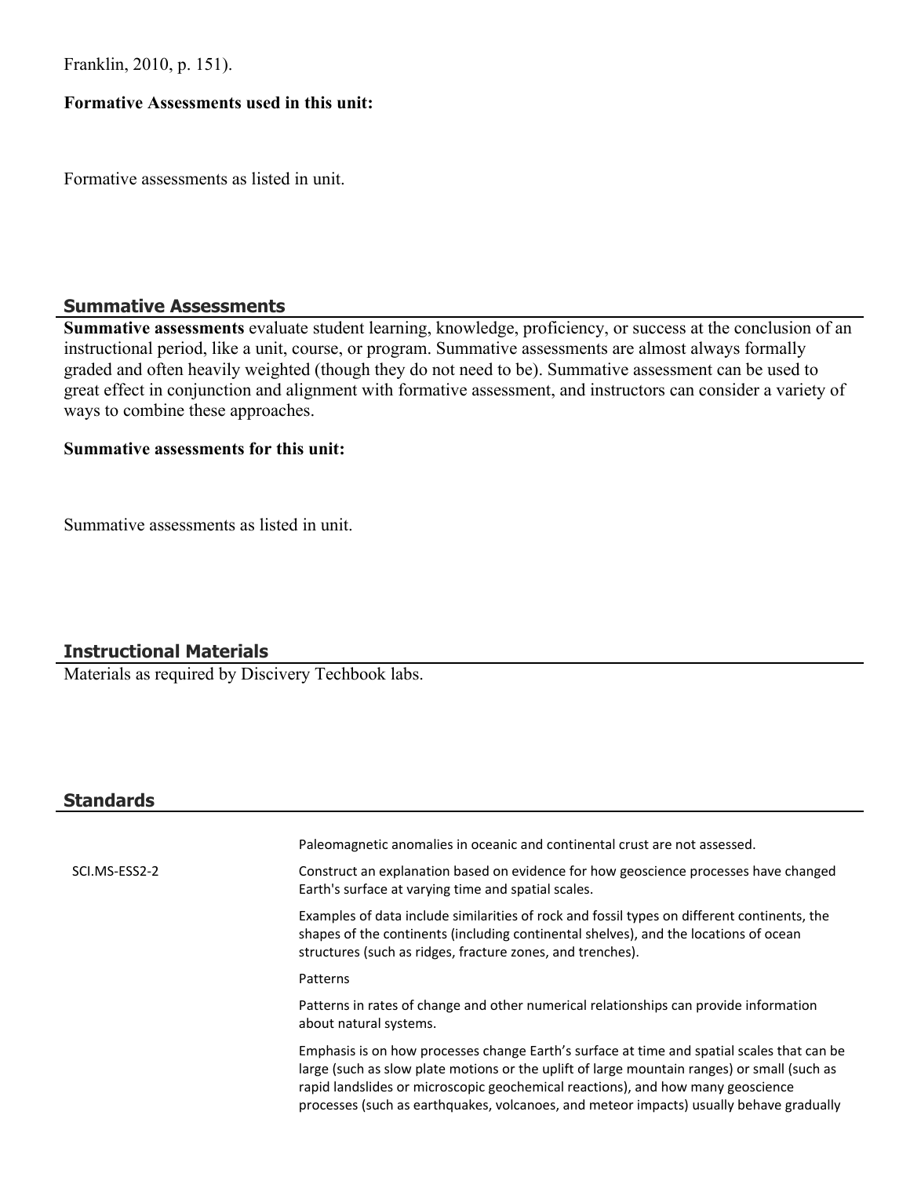Franklin, 2010, p. 151).

**Formative Assessments used in this unit:**

Formative assessments as listed in unit.

## Summative Assessments

**Summative assessments** evaluate student learning, knowledge, proficiency, or success at the conclusion of an instructional period, like a unit, course, or program. Summative assessments are almost always formally graded and often heavily weighted (though they do not need to be). Summative assessment can be used to great effect in conjunction and alignment with formative assessment, and instructors can consider a variety of ways to combine these approaches.

**Summative assessments for this unit:**

Summative assessments as listed in unit.

## Instructional Materials

Materials as required by Discivery Techbook labs.

## Standards

| | |
|---|---|
| | Paleomagnetic anomalies in oceanic and continental crust are not assessed. |
| SCI.MS-ESS2-2 | Construct an explanation based on evidence for how geoscience processes have changed Earth's surface at varying time and spatial scales. |
| | Examples of data include similarities of rock and fossil types on different continents, the shapes of the continents (including continental shelves), and the locations of ocean structures (such as ridges, fracture zones, and trenches). |
| | Patterns |
| | Patterns in rates of change and other numerical relationships can provide information about natural systems. |
| | Emphasis is on how processes change Earth's surface at time and spatial scales that can be large (such as slow plate motions or the uplift of large mountain ranges) or small (such as rapid landslides or microscopic geochemical reactions), and how many geoscience processes (such as earthquakes, volcanoes, and meteor impacts) usually behave gradually |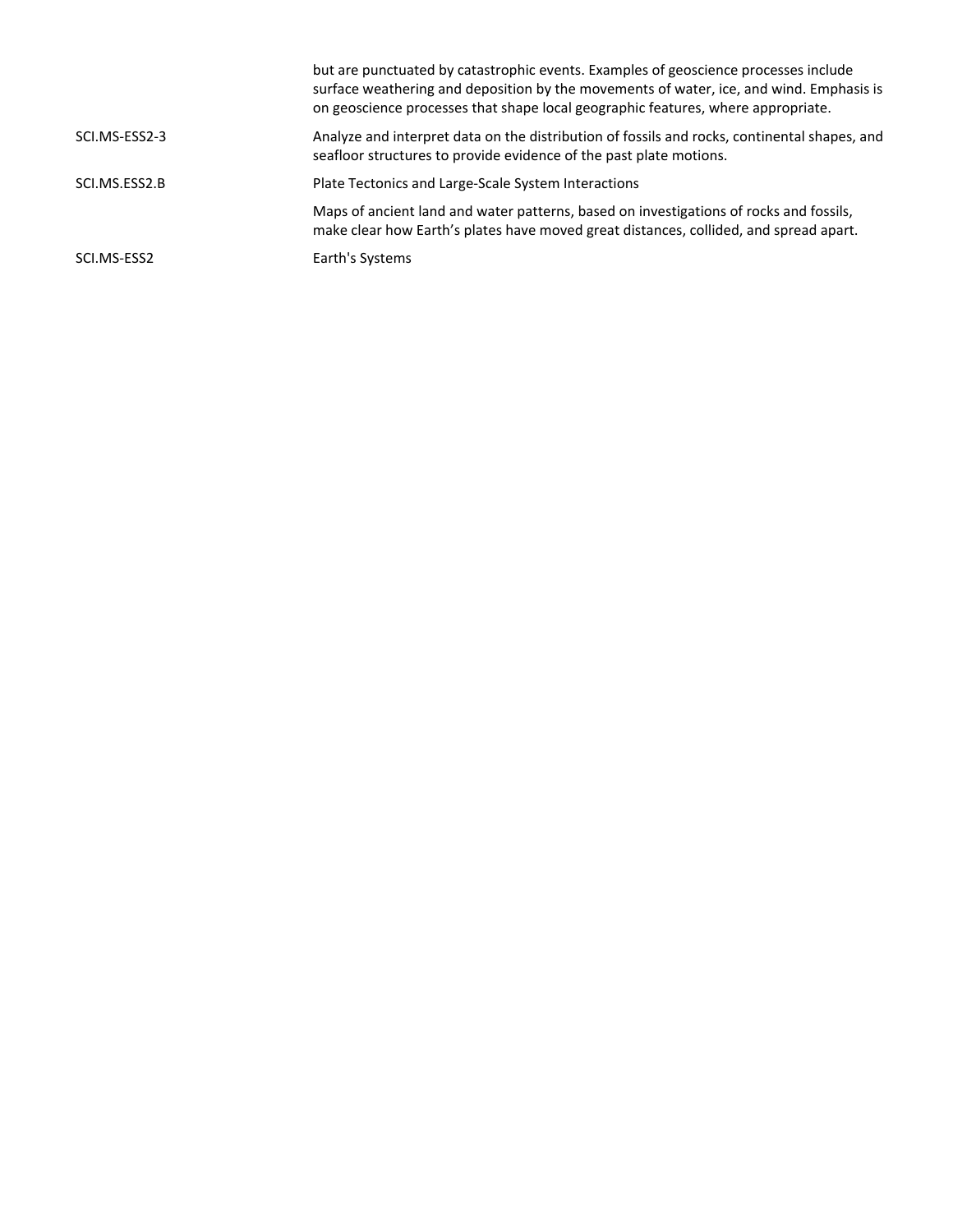| | |
|---|---|
| | but are punctuated by catastrophic events. Examples of geoscience processes include surface weathering and deposition by the movements of water, ice, and wind. Emphasis is on geoscience processes that shape local geographic features, where appropriate. |
| SCI.MS-ESS2-3 | Analyze and interpret data on the distribution of fossils and rocks, continental shapes, and seafloor structures to provide evidence of the past plate motions. |
| SCI.MS.ESS2.B | Plate Tectonics and Large-Scale System Interactions |
| | Maps of ancient land and water patterns, based on investigations of rocks and fossils, make clear how Earth's plates have moved great distances, collided, and spread apart. |
| SCI.MS-ESS2 | Earth's Systems |